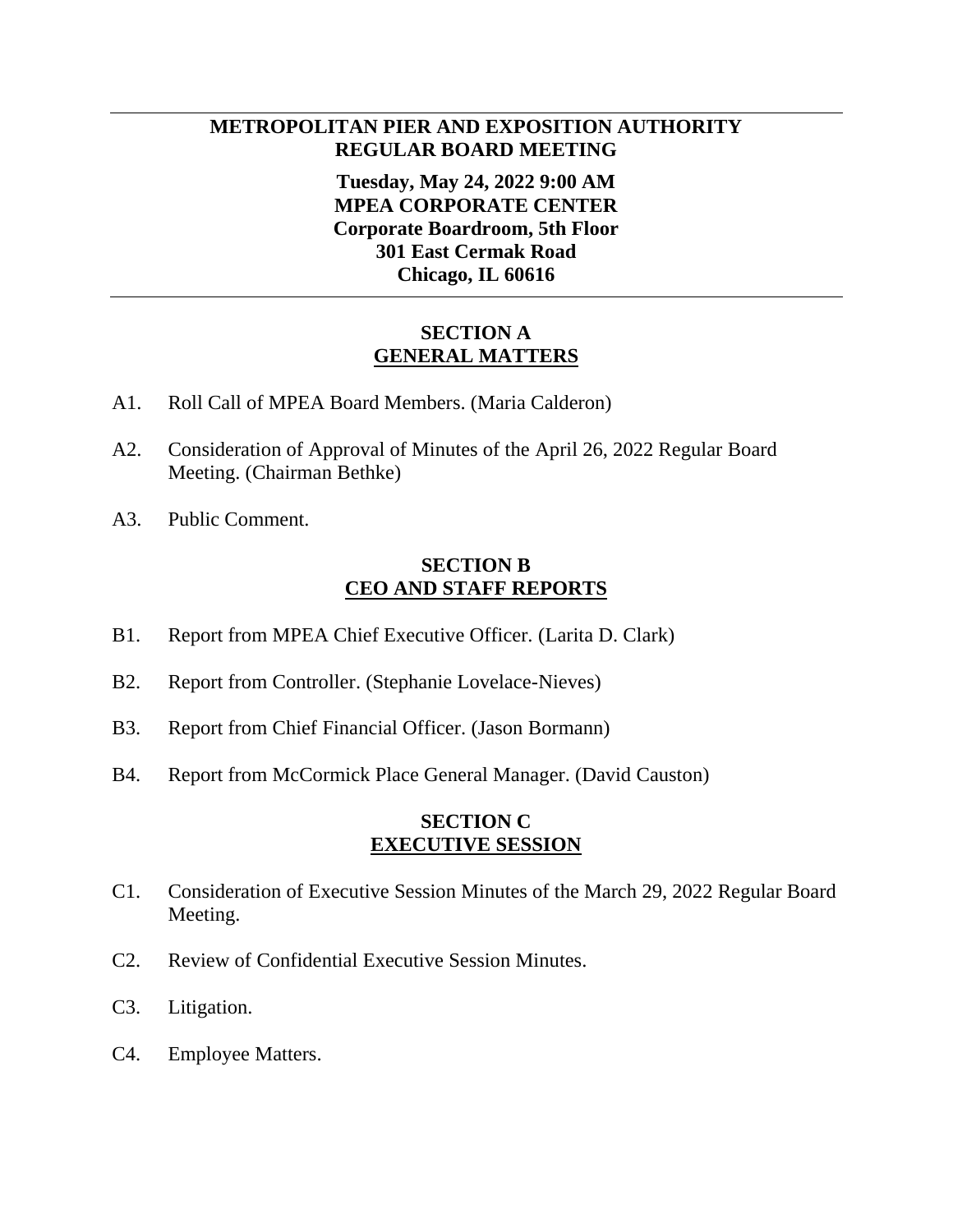# METROPOLITAN PIER AND EXPOSITION AUTHORITY
# REGULAR BOARD MEETING

**Tuesday, May 24, 2022 9:00 AM**
**MPEA CORPORATE CENTER**
**Corporate Boardroom, 5th Floor**
**301 East Cermak Road**
**Chicago, IL 60616**

---

## SECTION A
## GENERAL MATTERS

A1. Roll Call of MPEA Board Members. (Maria Calderon)

A2. Consideration of Approval of Minutes of the April 26, 2022 Regular Board Meeting. (Chairman Bethke)

A3. Public Comment.

## SECTION B
## CEO AND STAFF REPORTS

B1. Report from MPEA Chief Executive Officer. (Larita D. Clark)

B2. Report from Controller. (Stephanie Lovelace-Nieves)

B3. Report from Chief Financial Officer. (Jason Bormann)

B4. Report from McCormick Place General Manager. (David Causton)

## SECTION C
## EXECUTIVE SESSION

C1. Consideration of Executive Session Minutes of the March 29, 2022 Regular Board Meeting.

C2. Review of Confidential Executive Session Minutes.

C3. Litigation.

C4. Employee Matters.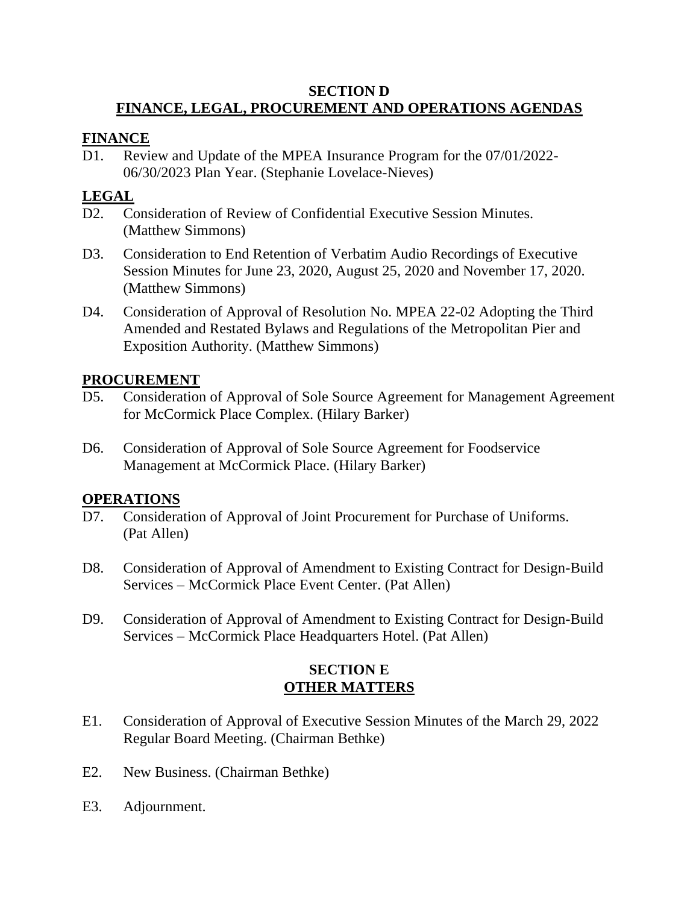## SECTION D
## FINANCE, LEGAL, PROCUREMENT AND OPERATIONS AGENDAS

### FINANCE

D1. Review and Update of the MPEA Insurance Program for the 07/01/2022-06/30/2023 Plan Year. (Stephanie Lovelace-Nieves)

### LEGAL

D2. Consideration of Review of Confidential Executive Session Minutes. (Matthew Simmons)

D3. Consideration to End Retention of Verbatim Audio Recordings of Executive Session Minutes for June 23, 2020, August 25, 2020 and November 17, 2020. (Matthew Simmons)

D4. Consideration of Approval of Resolution No. MPEA 22-02 Adopting the Third Amended and Restated Bylaws and Regulations of the Metropolitan Pier and Exposition Authority. (Matthew Simmons)

### PROCUREMENT

D5. Consideration of Approval of Sole Source Agreement for Management Agreement for McCormick Place Complex. (Hilary Barker)

D6. Consideration of Approval of Sole Source Agreement for Foodservice Management at McCormick Place. (Hilary Barker)

### OPERATIONS

D7. Consideration of Approval of Joint Procurement for Purchase of Uniforms. (Pat Allen)

D8. Consideration of Approval of Amendment to Existing Contract for Design-Build Services – McCormick Place Event Center. (Pat Allen)

D9. Consideration of Approval of Amendment to Existing Contract for Design-Build Services – McCormick Place Headquarters Hotel. (Pat Allen)

## SECTION E
## OTHER MATTERS

E1. Consideration of Approval of Executive Session Minutes of the March 29, 2022 Regular Board Meeting. (Chairman Bethke)

E2. New Business. (Chairman Bethke)

E3. Adjournment.